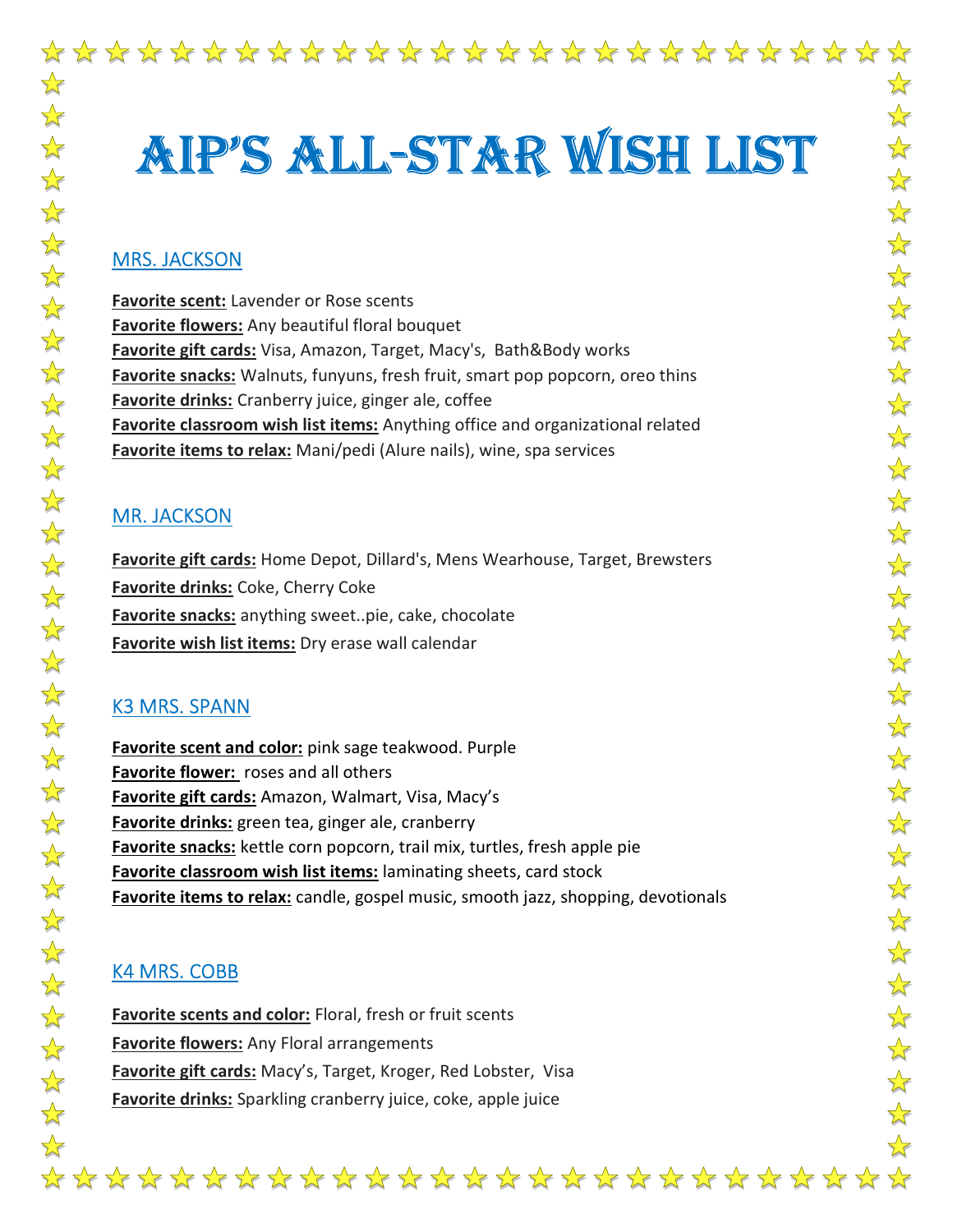# AIP'S ALL-STAR WISH LIST

## MRS. JACKSON

**Favorite scent:** Lavender or Rose scents
**Favorite flowers:** Any beautiful floral bouquet
**Favorite gift cards:** Visa, Amazon, Target, Macy's, Bath&Body works
**Favorite snacks:** Walnuts, funyuns, fresh fruit, smart pop popcorn, oreo thins
**Favorite drinks:** Cranberry juice, ginger ale, coffee
**Favorite classroom wish list items:** Anything office and organizational related
**Favorite items to relax:** Mani/pedi (Alure nails), wine, spa services

## MR. JACKSON

**Favorite gift cards:** Home Depot, Dillard's, Mens Wearhouse, Target, Brewsters
**Favorite drinks:** Coke, Cherry Coke
**Favorite snacks:** anything sweet..pie, cake, chocolate
**Favorite wish list items:** Dry erase wall calendar

## K3 MRS. SPANN

**Favorite scent and color:** pink sage teakwood. Purple
**Favorite flower:** roses and all others
**Favorite gift cards:** Amazon, Walmart, Visa, Macy's
**Favorite drinks:** green tea, ginger ale, cranberry
**Favorite snacks:** kettle corn popcorn, trail mix, turtles, fresh apple pie
**Favorite classroom wish list items:** laminating sheets, card stock
**Favorite items to relax:** candle, gospel music, smooth jazz, shopping, devotionals

## K4 MRS. COBB

**Favorite scents and color:** Floral, fresh or fruit scents
**Favorite flowers:** Any Floral arrangements
**Favorite gift cards:** Macy's, Target, Kroger, Red Lobster, Visa
**Favorite drinks:** Sparkling cranberry juice, coke, apple juice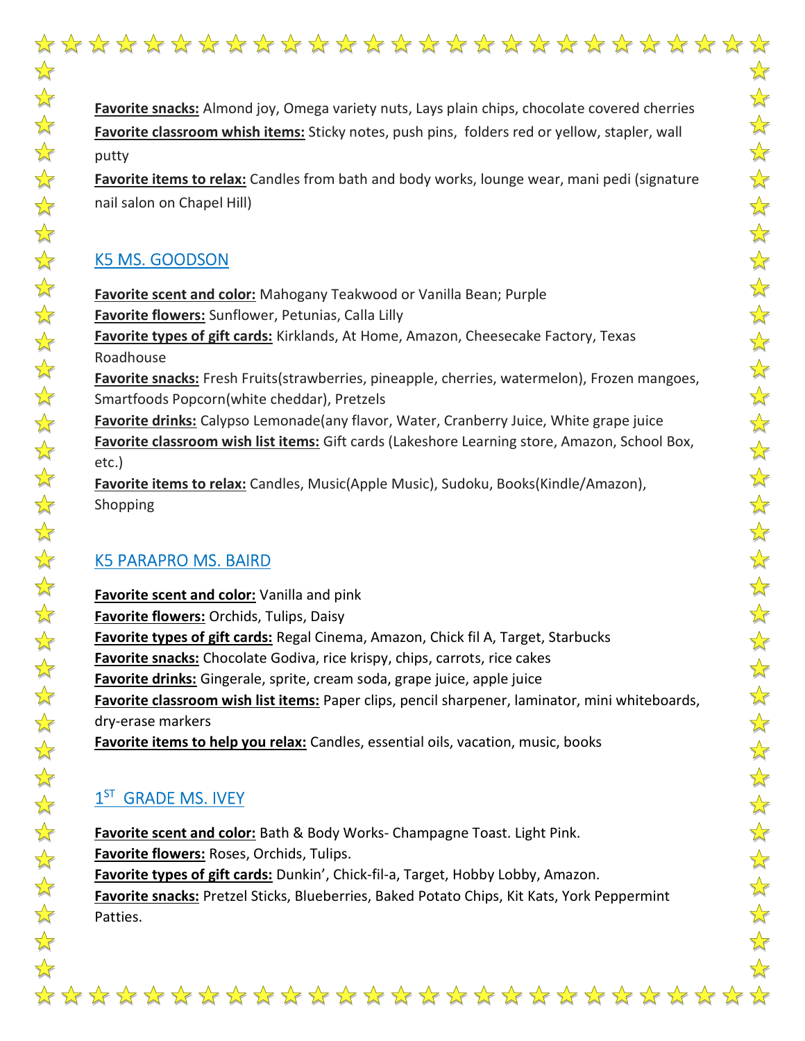**Favorite snacks:** Almond joy, Omega variety nuts, Lays plain chips, chocolate covered cherries
**Favorite classroom whish items:** Sticky notes, push pins, folders red or yellow, stapler, wall putty
**Favorite items to relax:** Candles from bath and body works, lounge wear, mani pedi (signature nail salon on Chapel Hill)

## K5 MS. GOODSON

**Favorite scent and color:** Mahogany Teakwood or Vanilla Bean; Purple
**Favorite flowers:** Sunflower, Petunias, Calla Lilly
**Favorite types of gift cards:** Kirklands, At Home, Amazon, Cheesecake Factory, Texas Roadhouse
**Favorite snacks:** Fresh Fruits(strawberries, pineapple, cherries, watermelon), Frozen mangoes, Smartfoods Popcorn(white cheddar), Pretzels
**Favorite drinks:** Calypso Lemonade(any flavor, Water, Cranberry Juice, White grape juice
**Favorite classroom wish list items:** Gift cards (Lakeshore Learning store, Amazon, School Box, etc.)
**Favorite items to relax:** Candles, Music(Apple Music), Sudoku, Books(Kindle/Amazon), Shopping

## K5 PARAPRO MS. BAIRD

**Favorite scent and color:** Vanilla and pink
**Favorite flowers:** Orchids, Tulips, Daisy
**Favorite types of gift cards:** Regal Cinema, Amazon, Chick fil A, Target, Starbucks
**Favorite snacks:** Chocolate Godiva, rice krispy, chips, carrots, rice cakes
**Favorite drinks:** Gingerale, sprite, cream soda, grape juice, apple juice
**Favorite classroom wish list items:** Paper clips, pencil sharpener, laminator, mini whiteboards, dry-erase markers
**Favorite items to help you relax:** Candles, essential oils, vacation, music, books

## 1ST GRADE MS. IVEY

**Favorite scent and color:** Bath & Body Works- Champagne Toast. Light Pink.
**Favorite flowers:** Roses, Orchids, Tulips.
**Favorite types of gift cards:** Dunkin', Chick-fil-a, Target, Hobby Lobby, Amazon.
**Favorite snacks:** Pretzel Sticks, Blueberries, Baked Potato Chips, Kit Kats, York Peppermint Patties.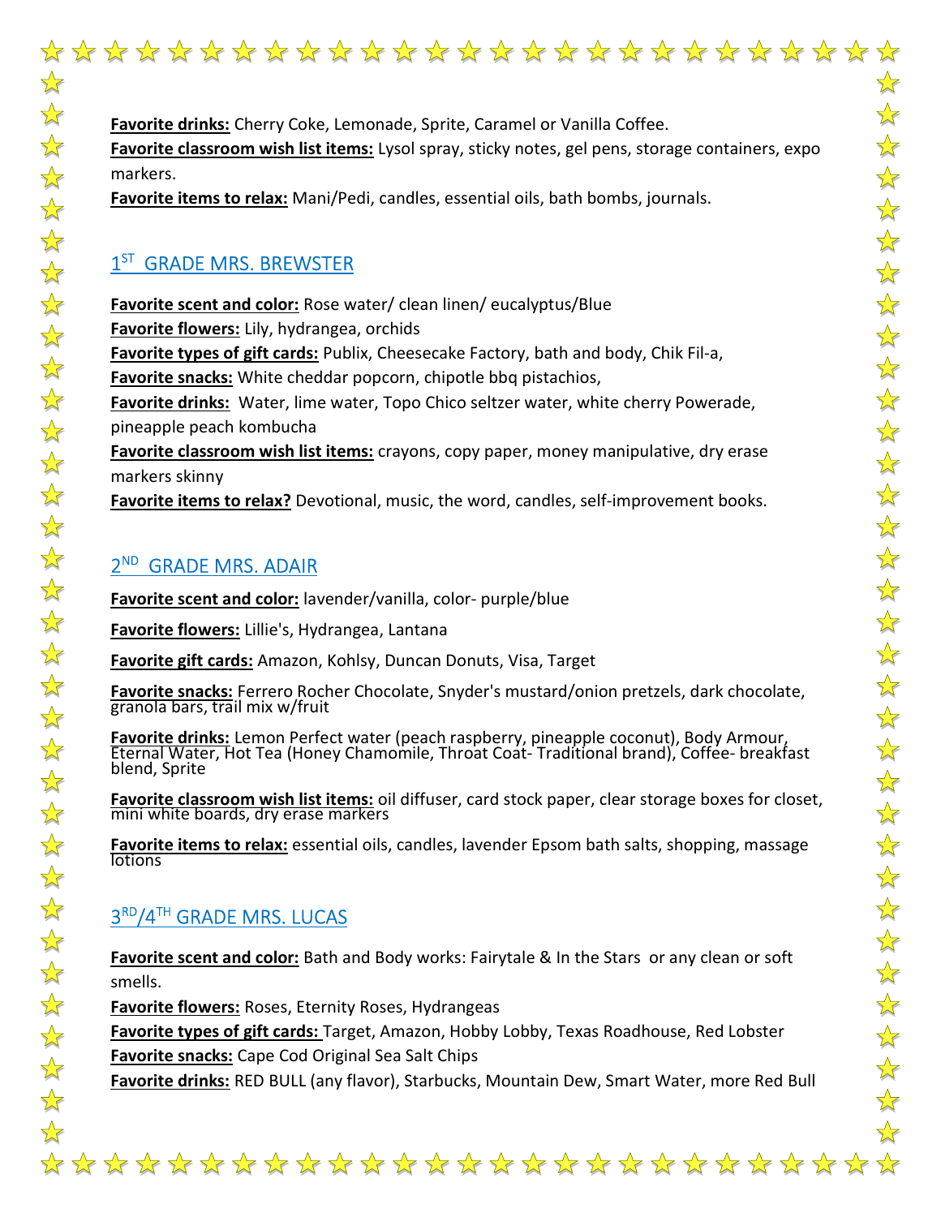**Favorite drinks:** Cherry Coke, Lemonade, Sprite, Caramel or Vanilla Coffee.
**Favorite classroom wish list items:** Lysol spray, sticky notes, gel pens, storage containers, expo markers.
**Favorite items to relax:** Mani/Pedi, candles, essential oils, bath bombs, journals.

## 1ST GRADE MRS. BREWSTER

**Favorite scent and color:** Rose water/ clean linen/ eucalyptus/Blue
**Favorite flowers:** Lily, hydrangea, orchids
**Favorite types of gift cards:** Publix, Cheesecake Factory, bath and body, Chik Fil-a,
**Favorite snacks:** White cheddar popcorn, chipotle bbq pistachios,
**Favorite drinks:** Water, lime water, Topo Chico seltzer water, white cherry Powerade, pineapple peach kombucha
**Favorite classroom wish list items:** crayons, copy paper, money manipulative, dry erase markers skinny
**Favorite items to relax?** Devotional, music, the word, candles, self-improvement books.

## 2ND GRADE MRS. ADAIR

**Favorite scent and color:** lavender/vanilla, color- purple/blue

**Favorite flowers:** Lillie's, Hydrangea, Lantana

**Favorite gift cards:** Amazon, Kohlsy, Duncan Donuts, Visa, Target

**Favorite snacks:** Ferrero Rocher Chocolate, Snyder's mustard/onion pretzels, dark chocolate, granola bars, trail mix w/fruit

**Favorite drinks:** Lemon Perfect water (peach raspberry, pineapple coconut), Body Armour, Eternal Water, Hot Tea (Honey Chamomile, Throat Coat- Traditional brand), Coffee- breakfast blend, Sprite

**Favorite classroom wish list items:** oil diffuser, card stock paper, clear storage boxes for closet, mini white boards, dry erase markers

**Favorite items to relax:** essential oils, candles, lavender Epsom bath salts, shopping, massage lotions

## 3RD/4TH GRADE MRS. LUCAS

**Favorite scent and color:** Bath and Body works: Fairytale & In the Stars or any clean or soft smells.
**Favorite flowers:** Roses, Eternity Roses, Hydrangeas
**Favorite types of gift cards:** Target, Amazon, Hobby Lobby, Texas Roadhouse, Red Lobster
**Favorite snacks:** Cape Cod Original Sea Salt Chips
**Favorite drinks:** RED BULL (any flavor), Starbucks, Mountain Dew, Smart Water, more Red Bull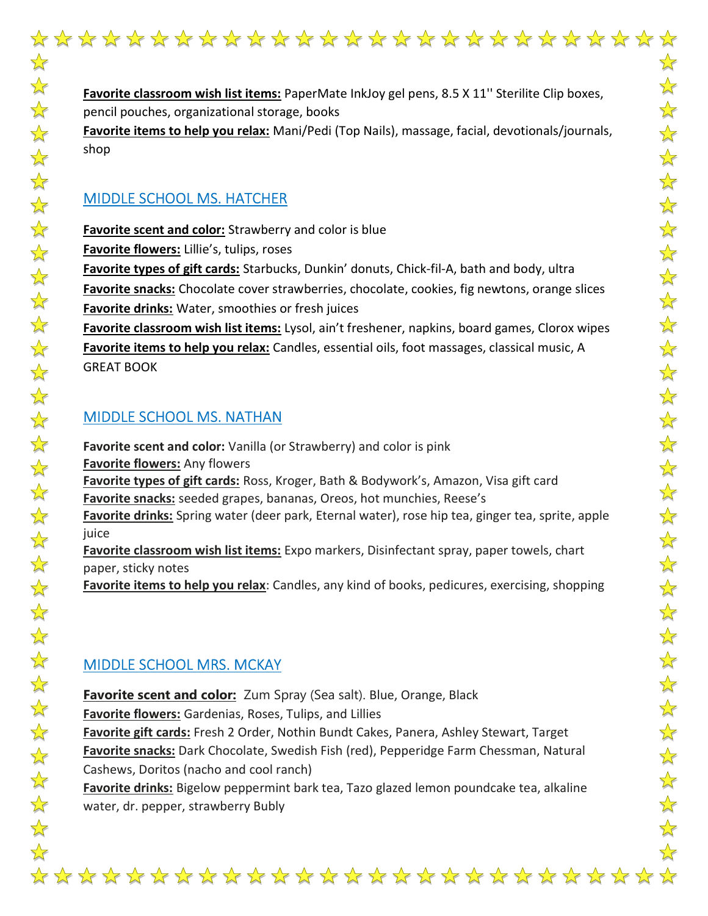**Favorite classroom wish list items:** PaperMate InkJoy gel pens, 8.5 X 11'' Sterilite Clip boxes, pencil pouches, organizational storage, books
**Favorite items to help you relax:** Mani/Pedi (Top Nails), massage, facial, devotionals/journals, shop

## MIDDLE SCHOOL MS. HATCHER

**Favorite scent and color:** Strawberry and color is blue
**Favorite flowers:** Lillie's, tulips, roses
**Favorite types of gift cards:** Starbucks, Dunkin' donuts, Chick-fil-A, bath and body, ultra
**Favorite snacks:** Chocolate cover strawberries, chocolate, cookies, fig newtons, orange slices
**Favorite drinks:** Water, smoothies or fresh juices
**Favorite classroom wish list items:** Lysol, ain't freshener, napkins, board games, Clorox wipes
**Favorite items to help you relax:** Candles, essential oils, foot massages, classical music, A GREAT BOOK

## MIDDLE SCHOOL MS. NATHAN

**Favorite scent and color:** Vanilla (or Strawberry) and color is pink
**Favorite flowers:** Any flowers
**Favorite types of gift cards:** Ross, Kroger, Bath & Bodywork's, Amazon, Visa gift card
**Favorite snacks:** seeded grapes, bananas, Oreos, hot munchies, Reese's
**Favorite drinks:** Spring water (deer park, Eternal water), rose hip tea, ginger tea, sprite, apple juice
**Favorite classroom wish list items:** Expo markers, Disinfectant spray, paper towels, chart paper, sticky notes
**Favorite items to help you relax**: Candles, any kind of books, pedicures, exercising, shopping

## MIDDLE SCHOOL MRS. MCKAY

**Favorite scent and color:** Zum Spray (Sea salt). Blue, Orange, Black
**Favorite flowers:** Gardenias, Roses, Tulips, and Lillies
**Favorite gift cards:** Fresh 2 Order, Nothin Bundt Cakes, Panera, Ashley Stewart, Target
**Favorite snacks:** Dark Chocolate, Swedish Fish (red), Pepperidge Farm Chessman, Natural Cashews, Doritos (nacho and cool ranch)
**Favorite drinks:** Bigelow peppermint bark tea, Tazo glazed lemon poundcake tea, alkaline water, dr. pepper, strawberry Bubly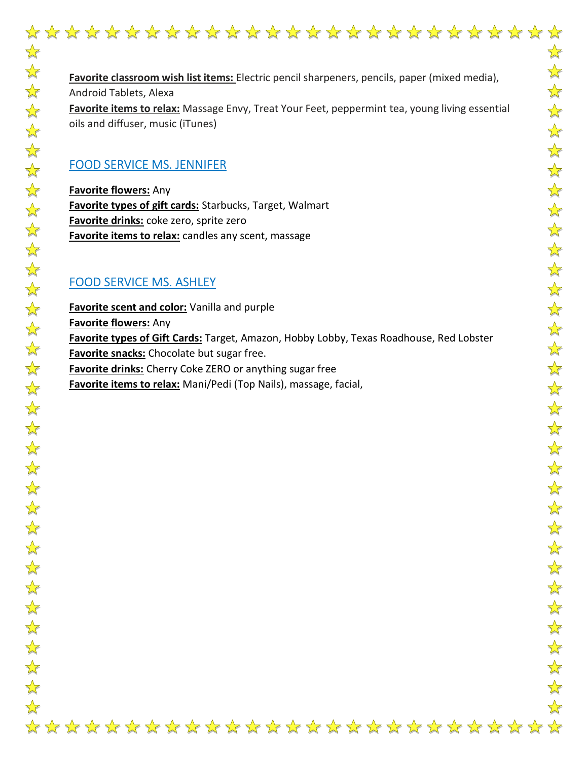**Favorite classroom wish list items:** Electric pencil sharpeners, pencils, paper (mixed media), Android Tablets, Alexa
**Favorite items to relax:** Massage Envy, Treat Your Feet, peppermint tea, young living essential oils and diffuser, music (iTunes)

## FOOD SERVICE MS. JENNIFER

**Favorite flowers:** Any
**Favorite types of gift cards:** Starbucks, Target, Walmart
**Favorite drinks:** coke zero, sprite zero
**Favorite items to relax:** candles any scent, massage

## FOOD SERVICE MS. ASHLEY

**Favorite scent and color:** Vanilla and purple
**Favorite flowers:** Any
**Favorite types of Gift Cards:** Target, Amazon, Hobby Lobby, Texas Roadhouse, Red Lobster
**Favorite snacks:** Chocolate but sugar free.
**Favorite drinks:** Cherry Coke ZERO or anything sugar free
**Favorite items to relax:** Mani/Pedi (Top Nails), massage, facial,